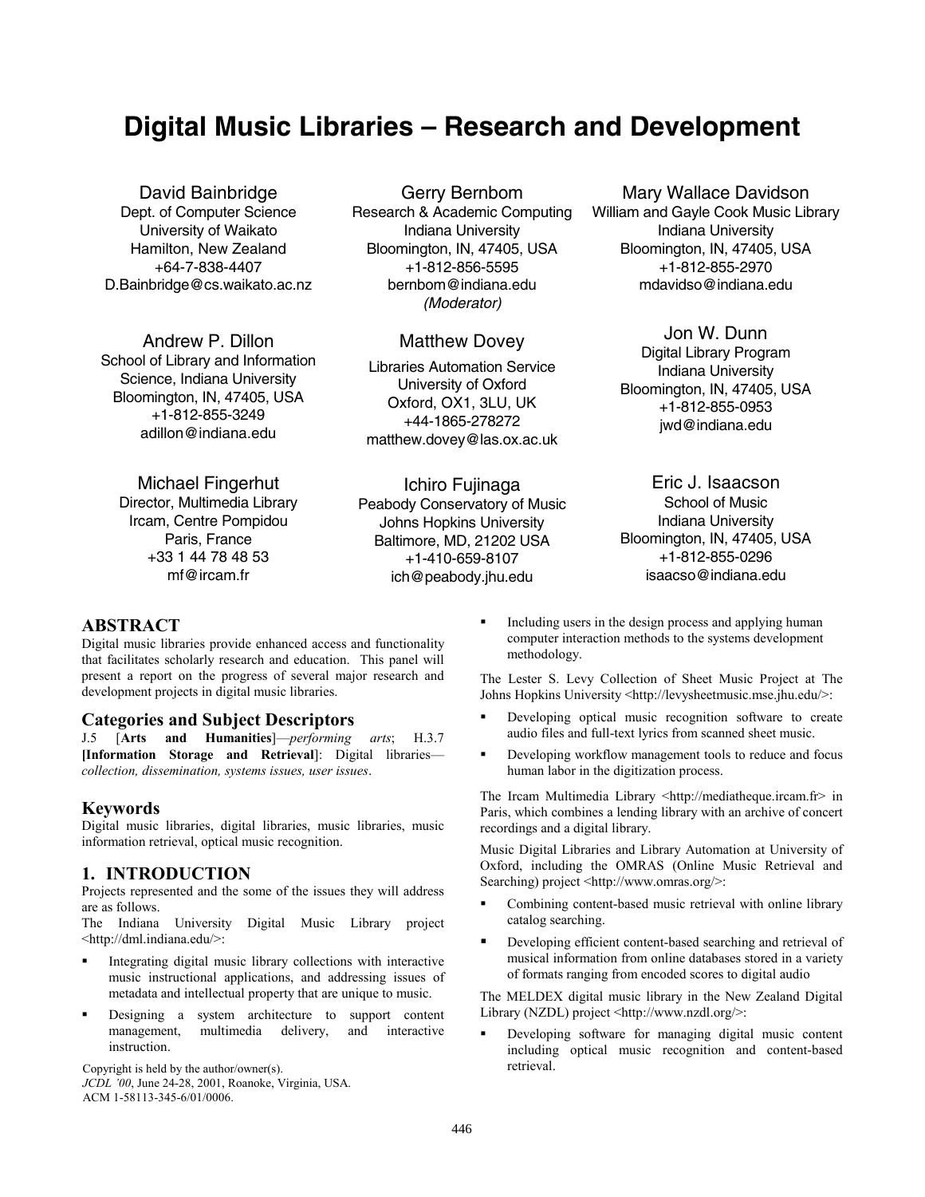# Digital Music Libraries – Research and Development

David Bainbridge
Dept. of Computer Science
University of Waikato
Hamilton, New Zealand
+64-7-838-4407
D.Bainbridge@cs.waikato.ac.nz

Gerry Bernbom
Research & Academic Computing
Indiana University
Bloomington, IN, 47405, USA
+1-812-856-5595
bernbom@indiana.edu
*(Moderator)*

Mary Wallace Davidson
William and Gayle Cook Music Library
Indiana University
Bloomington, IN, 47405, USA
+1-812-855-2970
mdavidso@indiana.edu

Andrew P. Dillon
School of Library and Information Science, Indiana University
Bloomington, IN, 47405, USA
+1-812-855-3249
adillon@indiana.edu

Matthew Dovey
Libraries Automation Service
University of Oxford
Oxford, OX1, 3LU, UK
+44-1865-278272
matthew.dovey@las.ox.ac.uk

Jon W. Dunn
Digital Library Program
Indiana University
Bloomington, IN, 47405, USA
+1-812-855-0953
jwd@indiana.edu

Michael Fingerhut
Director, Multimedia Library
Ircam, Centre Pompidou
Paris, France
+33 1 44 78 48 53
mf@ircam.fr

Ichiro Fujinaga
Peabody Conservatory of Music
Johns Hopkins University
Baltimore, MD, 21202 USA
+1-410-659-8107
ich@peabody.jhu.edu

Eric J. Isaacson
School of Music
Indiana University
Bloomington, IN, 47405, USA
+1-812-855-0296
isaacso@indiana.edu

## ABSTRACT

Digital music libraries provide enhanced access and functionality that facilitates scholarly research and education. This panel will present a report on the progress of several major research and development projects in digital music libraries.

### Categories and Subject Descriptors

J.5 [**Arts and Humanities**]—*performing arts*; H.3.7 [**Information Storage and Retrieval**]: Digital libraries—*collection, dissemination, systems issues, user issues*.

### Keywords

Digital music libraries, digital libraries, music libraries, music information retrieval, optical music recognition.

## 1. INTRODUCTION

Projects represented and the some of the issues they will address are as follows.

The Indiana University Digital Music Library project <http://dml.indiana.edu/>:

- Integrating digital music library collections with interactive music instructional applications, and addressing issues of metadata and intellectual property that are unique to music.
- Designing a system architecture to support content management, multimedia delivery, and interactive instruction.
- Including users in the design process and applying human computer interaction methods to the systems development methodology.

The Lester S. Levy Collection of Sheet Music Project at The Johns Hopkins University <http://levysheetmusic.mse.jhu.edu/>:

- Developing optical music recognition software to create audio files and full-text lyrics from scanned sheet music.
- Developing workflow management tools to reduce and focus human labor in the digitization process.

The Ircam Multimedia Library <http://mediatheque.ircam.fr> in Paris, which combines a lending library with an archive of concert recordings and a digital library.

Music Digital Libraries and Library Automation at University of Oxford, including the OMRAS (Online Music Retrieval and Searching) project <http://www.omras.org/>:

- Combining content-based music retrieval with online library catalog searching.
- Developing efficient content-based searching and retrieval of musical information from online databases stored in a variety of formats ranging from encoded scores to digital audio

The MELDEX digital music library in the New Zealand Digital Library (NZDL) project <http://www.nzdl.org/>:

- Developing software for managing digital music content including optical music recognition and content-based retrieval.

Copyright is held by the author/owner(s).
*JCDL '00*, June 24-28, 2001, Roanoke, Virginia, USA.
ACM 1-58113-345-6/01/0006.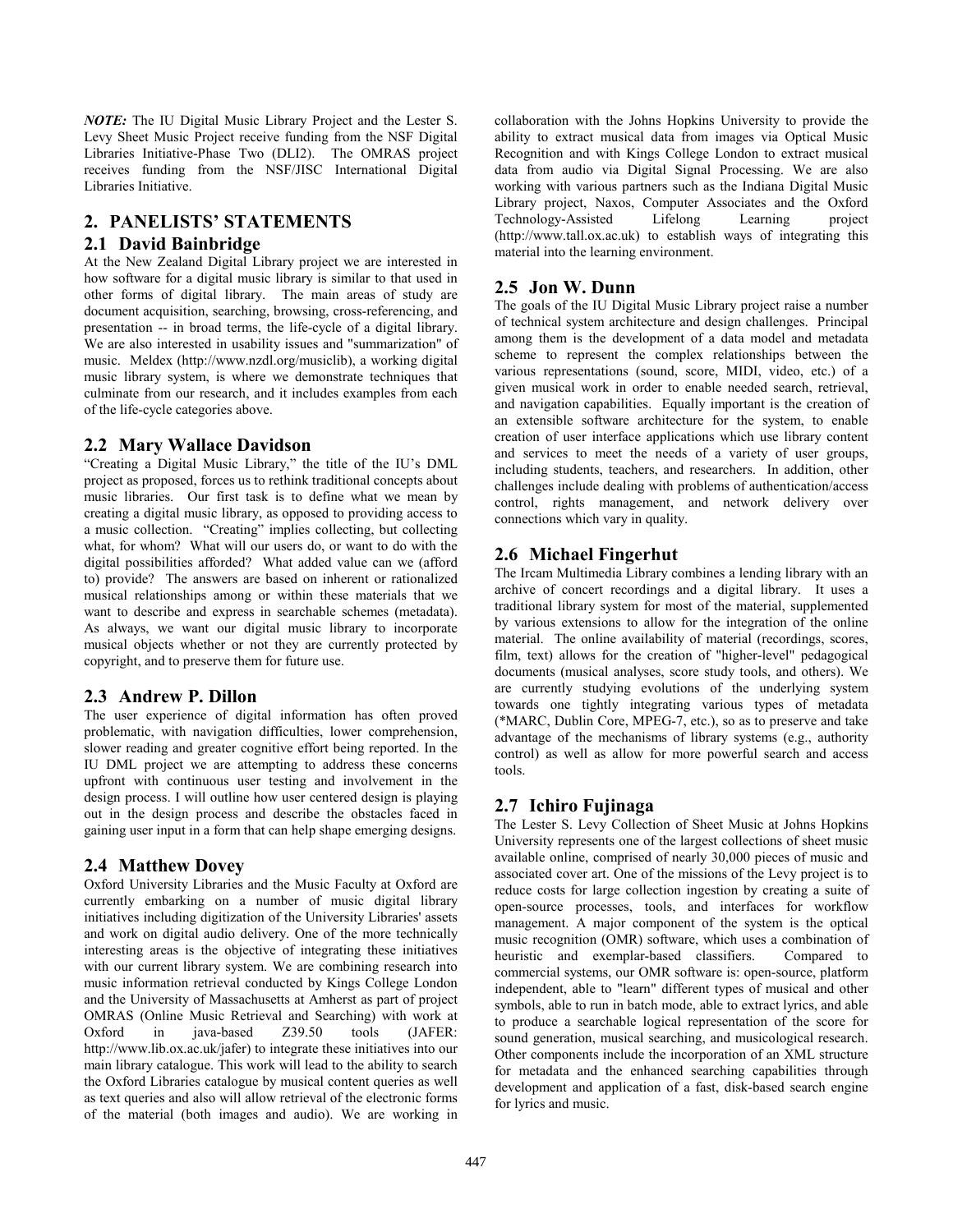***NOTE:*** The IU Digital Music Library Project and the Lester S. Levy Sheet Music Project receive funding from the NSF Digital Libraries Initiative-Phase Two (DLI2). The OMRAS project receives funding from the NSF/JISC International Digital Libraries Initiative.

## 2. PANELISTS' STATEMENTS

### 2.1 David Bainbridge

At the New Zealand Digital Library project we are interested in how software for a digital music library is similar to that used in other forms of digital library. The main areas of study are document acquisition, searching, browsing, cross-referencing, and presentation -- in broad terms, the life-cycle of a digital library. We are also interested in usability issues and "summarization" of music. Meldex (http://www.nzdl.org/musiclib), a working digital music library system, is where we demonstrate techniques that culminate from our research, and it includes examples from each of the life-cycle categories above.

### 2.2 Mary Wallace Davidson

"Creating a Digital Music Library," the title of the IU's DML project as proposed, forces us to rethink traditional concepts about music libraries. Our first task is to define what we mean by creating a digital music library, as opposed to providing access to a music collection. "Creating" implies collecting, but collecting what, for whom? What will our users do, or want to do with the digital possibilities afforded? What added value can we (afford to) provide? The answers are based on inherent or rationalized musical relationships among or within these materials that we want to describe and express in searchable schemes (metadata). As always, we want our digital music library to incorporate musical objects whether or not they are currently protected by copyright, and to preserve them for future use.

### 2.3 Andrew P. Dillon

The user experience of digital information has often proved problematic, with navigation difficulties, lower comprehension, slower reading and greater cognitive effort being reported. In the IU DML project we are attempting to address these concerns upfront with continuous user testing and involvement in the design process. I will outline how user centered design is playing out in the design process and describe the obstacles faced in gaining user input in a form that can help shape emerging designs.

### 2.4 Matthew Dovey

Oxford University Libraries and the Music Faculty at Oxford are currently embarking on a number of music digital library initiatives including digitization of the University Libraries' assets and work on digital audio delivery. One of the more technically interesting areas is the objective of integrating these initiatives with our current library system. We are combining research into music information retrieval conducted by Kings College London and the University of Massachusetts at Amherst as part of project OMRAS (Online Music Retrieval and Searching) with work at Oxford in java-based Z39.50 tools (JAFER: http://www.lib.ox.ac.uk/jafer) to integrate these initiatives into our main library catalogue. This work will lead to the ability to search the Oxford Libraries catalogue by musical content queries as well as text queries and also will allow retrieval of the electronic forms of the material (both images and audio). We are working in collaboration with the Johns Hopkins University to provide the ability to extract musical data from images via Optical Music Recognition and with Kings College London to extract musical data from audio via Digital Signal Processing. We are also working with various partners such as the Indiana Digital Music Library project, Naxos, Computer Associates and the Oxford Technology-Assisted Lifelong Learning project (http://www.tall.ox.ac.uk) to establish ways of integrating this material into the learning environment.

### 2.5 Jon W. Dunn

The goals of the IU Digital Music Library project raise a number of technical system architecture and design challenges. Principal among them is the development of a data model and metadata scheme to represent the complex relationships between the various representations (sound, score, MIDI, video, etc.) of a given musical work in order to enable needed search, retrieval, and navigation capabilities. Equally important is the creation of an extensible software architecture for the system, to enable creation of user interface applications which use library content and services to meet the needs of a variety of user groups, including students, teachers, and researchers. In addition, other challenges include dealing with problems of authentication/access control, rights management, and network delivery over connections which vary in quality.

### 2.6 Michael Fingerhut

The Ircam Multimedia Library combines a lending library with an archive of concert recordings and a digital library. It uses a traditional library system for most of the material, supplemented by various extensions to allow for the integration of the online material. The online availability of material (recordings, scores, film, text) allows for the creation of "higher-level" pedagogical documents (musical analyses, score study tools, and others). We are currently studying evolutions of the underlying system towards one tightly integrating various types of metadata (*MARC, Dublin Core, MPEG-7, etc.), so as to preserve and take advantage of the mechanisms of library systems (e.g., authority control) as well as allow for more powerful search and access tools.

### 2.7 Ichiro Fujinaga

The Lester S. Levy Collection of Sheet Music at Johns Hopkins University represents one of the largest collections of sheet music available online, comprised of nearly 30,000 pieces of music and associated cover art. One of the missions of the Levy project is to reduce costs for large collection ingestion by creating a suite of open-source processes, tools, and interfaces for workflow management. A major component of the system is the optical music recognition (OMR) software, which uses a combination of heuristic and exemplar-based classifiers. Compared to commercial systems, our OMR software is: open-source, platform independent, able to "learn" different types of musical and other symbols, able to run in batch mode, able to extract lyrics, and able to produce a searchable logical representation of the score for sound generation, musical searching, and musicological research. Other components include the incorporation of an XML structure for metadata and the enhanced searching capabilities through development and application of a fast, disk-based search engine for lyrics and music.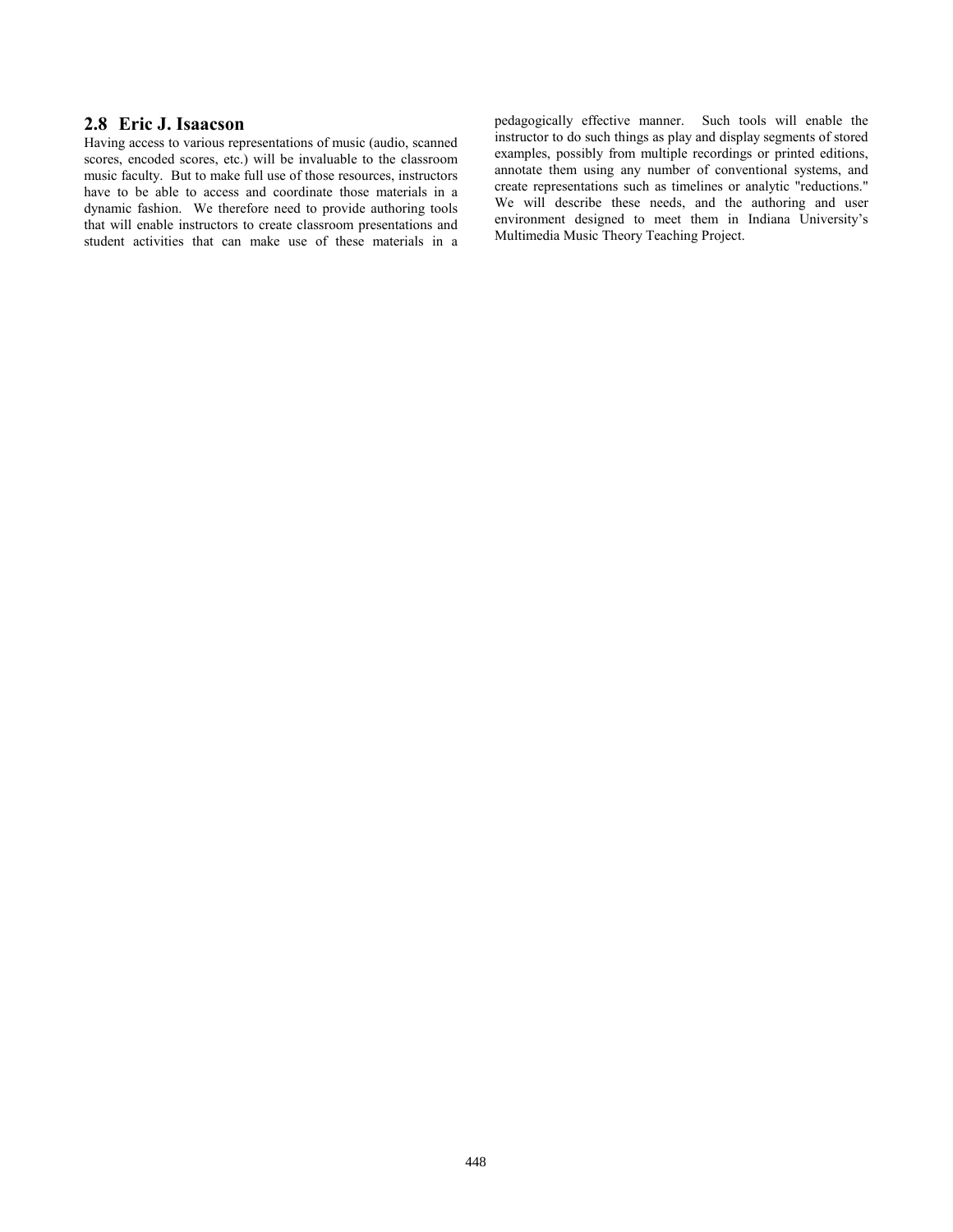## 2.8 Eric J. Isaacson

Having access to various representations of music (audio, scanned scores, encoded scores, etc.) will be invaluable to the classroom music faculty. But to make full use of those resources, instructors have to be able to access and coordinate those materials in a dynamic fashion. We therefore need to provide authoring tools that will enable instructors to create classroom presentations and student activities that can make use of these materials in a pedagogically effective manner. Such tools will enable the instructor to do such things as play and display segments of stored examples, possibly from multiple recordings or printed editions, annotate them using any number of conventional systems, and create representations such as timelines or analytic "reductions." We will describe these needs, and the authoring and user environment designed to meet them in Indiana University's Multimedia Music Theory Teaching Project.